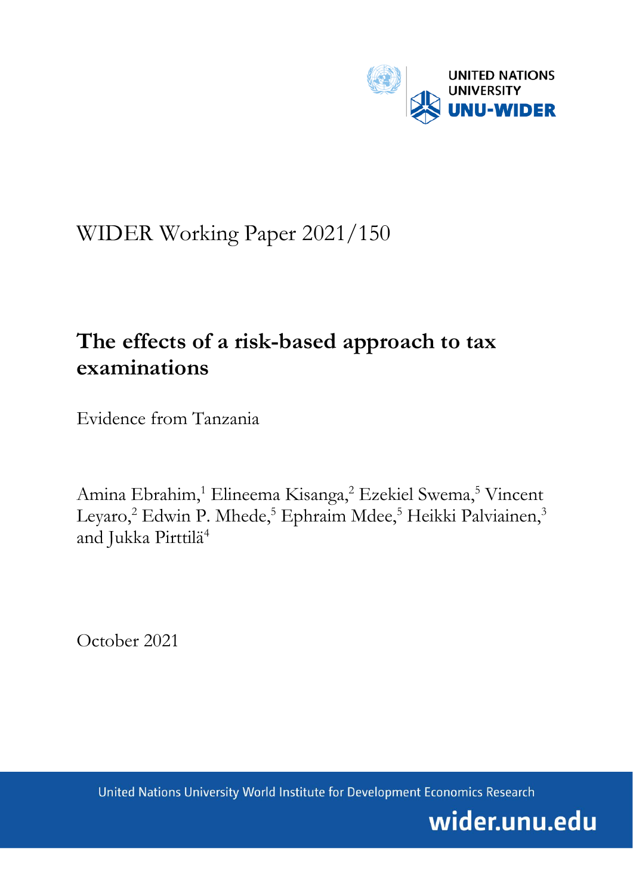UNITED NATIONS UNIVERSITY

UNU-WIDER

WIDER Working Paper 2021/150

# The effects of a risk-based approach to tax examinations

Evidence from Tanzania

Amina Ebrahim,[1] Elineema Kisanga,[2] Ezekiel Swema,[5] Vincent Leyaro,[2] Edwin P. Mhede,[5] Ephraim Mdee,[5] Heikki Palviainen,[3] and Jukka Pirttilä[4]

October 2021

United Nations University World Institute for Development Economics Research

wider.unu.edu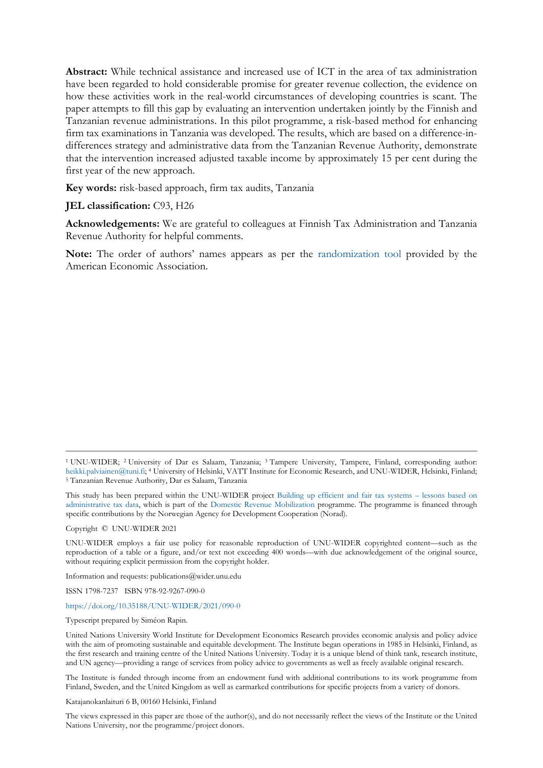**Abstract:** While technical assistance and increased use of ICT in the area of tax administration have been regarded to hold considerable promise for greater revenue collection, the evidence on how these activities work in the real-world circumstances of developing countries is scant. The paper attempts to fill this gap by evaluating an intervention undertaken jointly by the Finnish and Tanzanian revenue administrations. In this pilot programme, a risk-based method for enhancing firm tax examinations in Tanzania was developed. The results, which are based on a difference-in-differences strategy and administrative data from the Tanzanian Revenue Authority, demonstrate that the intervention increased adjusted taxable income by approximately 15 per cent during the first year of the new approach.

**Key words:** risk-based approach, firm tax audits, Tanzania

**JEL classification:** C93, H26

**Acknowledgements:** We are grateful to colleagues at Finnish Tax Administration and Tanzania Revenue Authority for helpful comments.

**Note:** The order of authors' names appears as per the randomization tool provided by the American Economic Association.

---

[1] UNU-WIDER; [2] University of Dar es Salaam, Tanzania; [3] Tampere University, Tampere, Finland, corresponding author: heikki.palviainen@tuni.fi; [4] University of Helsinki, VATT Institute for Economic Research, and UNU-WIDER, Helsinki, Finland; [5] Tanzanian Revenue Authority, Dar es Salaam, Tanzania

This study has been prepared within the UNU-WIDER project Building up efficient and fair tax systems – lessons based on administrative tax data, which is part of the Domestic Revenue Mobilization programme. The programme is financed through specific contributions by the Norwegian Agency for Development Cooperation (Norad).

Copyright © UNU-WIDER 2021

UNU-WIDER employs a fair use policy for reasonable reproduction of UNU-WIDER copyrighted content—such as the reproduction of a table or a figure, and/or text not exceeding 400 words—with due acknowledgement of the original source, without requiring explicit permission from the copyright holder.

Information and requests: publications@wider.unu.edu

ISSN 1798-7237 ISBN 978-92-9267-090-0

https://doi.org/10.35188/UNU-WIDER/2021/090-0

Typescript prepared by Siméon Rapin.

United Nations University World Institute for Development Economics Research provides economic analysis and policy advice with the aim of promoting sustainable and equitable development. The Institute began operations in 1985 in Helsinki, Finland, as the first research and training centre of the United Nations University. Today it is a unique blend of think tank, research institute, and UN agency—providing a range of services from policy advice to governments as well as freely available original research.

The Institute is funded through income from an endowment fund with additional contributions to its work programme from Finland, Sweden, and the United Kingdom as well as earmarked contributions for specific projects from a variety of donors.

Katajanokanlaituri 6 B, 00160 Helsinki, Finland

The views expressed in this paper are those of the author(s), and do not necessarily reflect the views of the Institute or the United Nations University, nor the programme/project donors.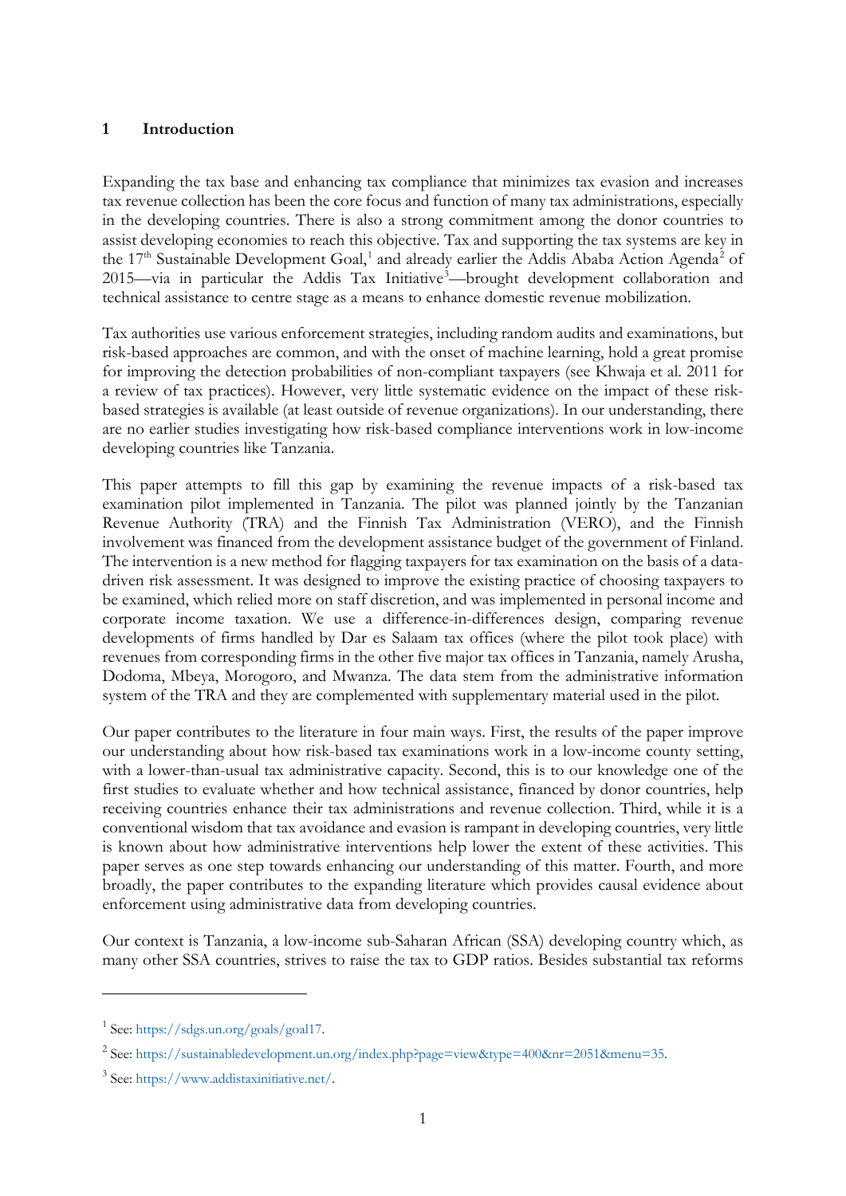## 1 Introduction

Expanding the tax base and enhancing tax compliance that minimizes tax evasion and increases tax revenue collection has been the core focus and function of many tax administrations, especially in the developing countries. There is also a strong commitment among the donor countries to assist developing economies to reach this objective. Tax and supporting the tax systems are key in the 17th Sustainable Development Goal,[1] and already earlier the Addis Ababa Action Agenda[2] of 2015—via in particular the Addis Tax Initiative[3]—brought development collaboration and technical assistance to centre stage as a means to enhance domestic revenue mobilization.

Tax authorities use various enforcement strategies, including random audits and examinations, but risk-based approaches are common, and with the onset of machine learning, hold a great promise for improving the detection probabilities of non-compliant taxpayers (see Khwaja et al. 2011 for a review of tax practices). However, very little systematic evidence on the impact of these risk-based strategies is available (at least outside of revenue organizations). In our understanding, there are no earlier studies investigating how risk-based compliance interventions work in low-income developing countries like Tanzania.

This paper attempts to fill this gap by examining the revenue impacts of a risk-based tax examination pilot implemented in Tanzania. The pilot was planned jointly by the Tanzanian Revenue Authority (TRA) and the Finnish Tax Administration (VERO), and the Finnish involvement was financed from the development assistance budget of the government of Finland. The intervention is a new method for flagging taxpayers for tax examination on the basis of a data-driven risk assessment. It was designed to improve the existing practice of choosing taxpayers to be examined, which relied more on staff discretion, and was implemented in personal income and corporate income taxation. We use a difference-in-differences design, comparing revenue developments of firms handled by Dar es Salaam tax offices (where the pilot took place) with revenues from corresponding firms in the other five major tax offices in Tanzania, namely Arusha, Dodoma, Mbeya, Morogoro, and Mwanza. The data stem from the administrative information system of the TRA and they are complemented with supplementary material used in the pilot.

Our paper contributes to the literature in four main ways. First, the results of the paper improve our understanding about how risk-based tax examinations work in a low-income county setting, with a lower-than-usual tax administrative capacity. Second, this is to our knowledge one of the first studies to evaluate whether and how technical assistance, financed by donor countries, help receiving countries enhance their tax administrations and revenue collection. Third, while it is a conventional wisdom that tax avoidance and evasion is rampant in developing countries, very little is known about how administrative interventions help lower the extent of these activities. This paper serves as one step towards enhancing our understanding of this matter. Fourth, and more broadly, the paper contributes to the expanding literature which provides causal evidence about enforcement using administrative data from developing countries.

Our context is Tanzania, a low-income sub-Saharan African (SSA) developing country which, as many other SSA countries, strives to raise the tax to GDP ratios. Besides substantial tax reforms

---

[1] See: https://sdgs.un.org/goals/goal17.

[2] See: https://sustainabledevelopment.un.org/index.php?page=view&type=400&nr=2051&menu=35.

[3] See: https://www.addistaxinitiative.net/.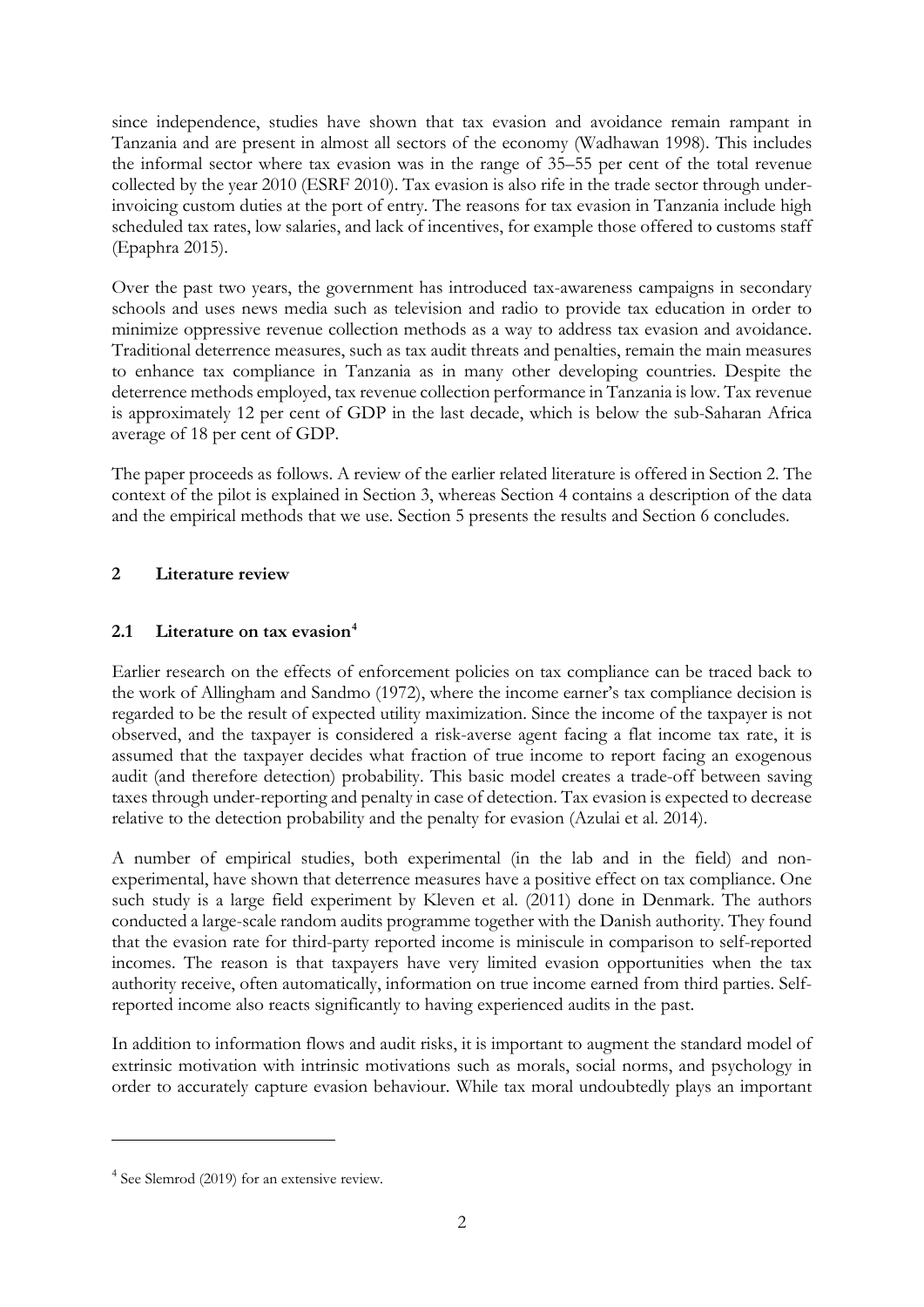since independence, studies have shown that tax evasion and avoidance remain rampant in Tanzania and are present in almost all sectors of the economy (Wadhawan 1998). This includes the informal sector where tax evasion was in the range of 35–55 per cent of the total revenue collected by the year 2010 (ESRF 2010). Tax evasion is also rife in the trade sector through under-invoicing custom duties at the port of entry. The reasons for tax evasion in Tanzania include high scheduled tax rates, low salaries, and lack of incentives, for example those offered to customs staff (Epaphra 2015).

Over the past two years, the government has introduced tax-awareness campaigns in secondary schools and uses news media such as television and radio to provide tax education in order to minimize oppressive revenue collection methods as a way to address tax evasion and avoidance. Traditional deterrence measures, such as tax audit threats and penalties, remain the main measures to enhance tax compliance in Tanzania as in many other developing countries. Despite the deterrence methods employed, tax revenue collection performance in Tanzania is low. Tax revenue is approximately 12 per cent of GDP in the last decade, which is below the sub-Saharan Africa average of 18 per cent of GDP.

The paper proceeds as follows. A review of the earlier related literature is offered in Section 2. The context of the pilot is explained in Section 3, whereas Section 4 contains a description of the data and the empirical methods that we use. Section 5 presents the results and Section 6 concludes.

## 2 Literature review

### 2.1 Literature on tax evasion[4]

Earlier research on the effects of enforcement policies on tax compliance can be traced back to the work of Allingham and Sandmo (1972), where the income earner's tax compliance decision is regarded to be the result of expected utility maximization. Since the income of the taxpayer is not observed, and the taxpayer is considered a risk-averse agent facing a flat income tax rate, it is assumed that the taxpayer decides what fraction of true income to report facing an exogenous audit (and therefore detection) probability. This basic model creates a trade-off between saving taxes through under-reporting and penalty in case of detection. Tax evasion is expected to decrease relative to the detection probability and the penalty for evasion (Azulai et al. 2014).

A number of empirical studies, both experimental (in the lab and in the field) and non-experimental, have shown that deterrence measures have a positive effect on tax compliance. One such study is a large field experiment by Kleven et al. (2011) done in Denmark. The authors conducted a large-scale random audits programme together with the Danish authority. They found that the evasion rate for third-party reported income is miniscule in comparison to self-reported incomes. The reason is that taxpayers have very limited evasion opportunities when the tax authority receive, often automatically, information on true income earned from third parties. Self-reported income also reacts significantly to having experienced audits in the past.

In addition to information flows and audit risks, it is important to augment the standard model of extrinsic motivation with intrinsic motivations such as morals, social norms, and psychology in order to accurately capture evasion behaviour. While tax moral undoubtedly plays an important

[4] See Slemrod (2019) for an extensive review.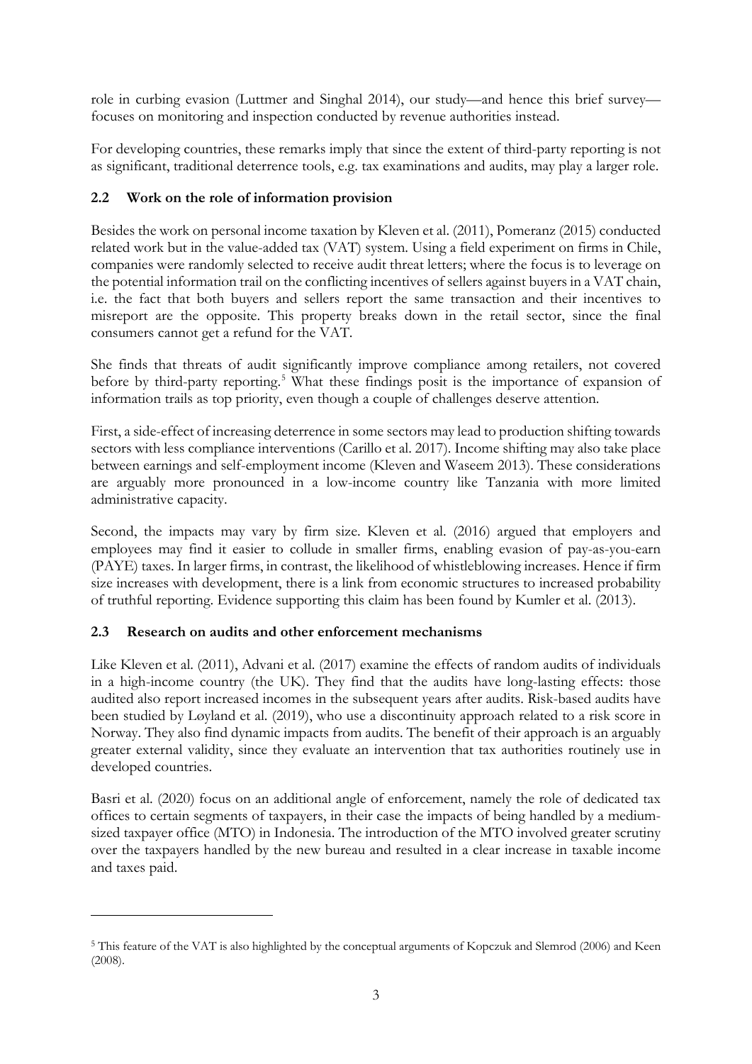role in curbing evasion (Luttmer and Singhal 2014), our study—and hence this brief survey—focuses on monitoring and inspection conducted by revenue authorities instead.

For developing countries, these remarks imply that since the extent of third-party reporting is not as significant, traditional deterrence tools, e.g. tax examinations and audits, may play a larger role.

### 2.2 Work on the role of information provision

Besides the work on personal income taxation by Kleven et al. (2011), Pomeranz (2015) conducted related work but in the value-added tax (VAT) system. Using a field experiment on firms in Chile, companies were randomly selected to receive audit threat letters; where the focus is to leverage on the potential information trail on the conflicting incentives of sellers against buyers in a VAT chain, i.e. the fact that both buyers and sellers report the same transaction and their incentives to misreport are the opposite. This property breaks down in the retail sector, since the final consumers cannot get a refund for the VAT.

She finds that threats of audit significantly improve compliance among retailers, not covered before by third-party reporting.[5] What these findings posit is the importance of expansion of information trails as top priority, even though a couple of challenges deserve attention.

First, a side-effect of increasing deterrence in some sectors may lead to production shifting towards sectors with less compliance interventions (Carillo et al. 2017). Income shifting may also take place between earnings and self-employment income (Kleven and Waseem 2013). These considerations are arguably more pronounced in a low-income country like Tanzania with more limited administrative capacity.

Second, the impacts may vary by firm size. Kleven et al. (2016) argued that employers and employees may find it easier to collude in smaller firms, enabling evasion of pay-as-you-earn (PAYE) taxes. In larger firms, in contrast, the likelihood of whistleblowing increases. Hence if firm size increases with development, there is a link from economic structures to increased probability of truthful reporting. Evidence supporting this claim has been found by Kumler et al. (2013).

### 2.3 Research on audits and other enforcement mechanisms

Like Kleven et al. (2011), Advani et al. (2017) examine the effects of random audits of individuals in a high-income country (the UK). They find that the audits have long-lasting effects: those audited also report increased incomes in the subsequent years after audits. Risk-based audits have been studied by Løyland et al. (2019), who use a discontinuity approach related to a risk score in Norway. They also find dynamic impacts from audits. The benefit of their approach is an arguably greater external validity, since they evaluate an intervention that tax authorities routinely use in developed countries.

Basri et al. (2020) focus on an additional angle of enforcement, namely the role of dedicated tax offices to certain segments of taxpayers, in their case the impacts of being handled by a medium-sized taxpayer office (MTO) in Indonesia. The introduction of the MTO involved greater scrutiny over the taxpayers handled by the new bureau and resulted in a clear increase in taxable income and taxes paid.

---

[5] This feature of the VAT is also highlighted by the conceptual arguments of Kopczuk and Slemrod (2006) and Keen (2008).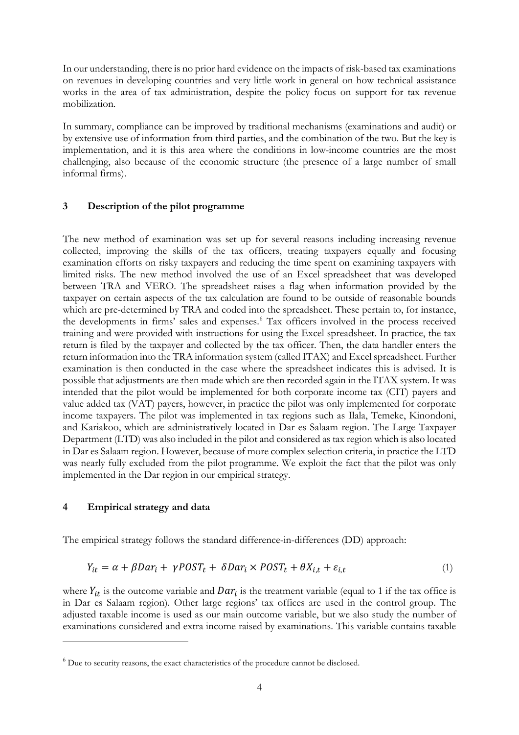In our understanding, there is no prior hard evidence on the impacts of risk-based tax examinations on revenues in developing countries and very little work in general on how technical assistance works in the area of tax administration, despite the policy focus on support for tax revenue mobilization.

In summary, compliance can be improved by traditional mechanisms (examinations and audit) or by extensive use of information from third parties, and the combination of the two. But the key is implementation, and it is this area where the conditions in low-income countries are the most challenging, also because of the economic structure (the presence of a large number of small informal firms).

## 3 Description of the pilot programme

The new method of examination was set up for several reasons including increasing revenue collected, improving the skills of the tax officers, treating taxpayers equally and focusing examination efforts on risky taxpayers and reducing the time spent on examining taxpayers with limited risks. The new method involved the use of an Excel spreadsheet that was developed between TRA and VERO. The spreadsheet raises a flag when information provided by the taxpayer on certain aspects of the tax calculation are found to be outside of reasonable bounds which are pre-determined by TRA and coded into the spreadsheet. These pertain to, for instance, the developments in firms' sales and expenses.[6] Tax officers involved in the process received training and were provided with instructions for using the Excel spreadsheet. In practice, the tax return is filed by the taxpayer and collected by the tax officer. Then, the data handler enters the return information into the TRA information system (called ITAX) and Excel spreadsheet. Further examination is then conducted in the case where the spreadsheet indicates this is advised. It is possible that adjustments are then made which are then recorded again in the ITAX system. It was intended that the pilot would be implemented for both corporate income tax (CIT) payers and value added tax (VAT) payers, however, in practice the pilot was only implemented for corporate income taxpayers. The pilot was implemented in tax regions such as Ilala, Temeke, Kinondoni, and Kariakoo, which are administratively located in Dar es Salaam region. The Large Taxpayer Department (LTD) was also included in the pilot and considered as tax region which is also located in Dar es Salaam region. However, because of more complex selection criteria, in practice the LTD was nearly fully excluded from the pilot programme. We exploit the fact that the pilot was only implemented in the Dar region in our empirical strategy.

## 4 Empirical strategy and data

The empirical strategy follows the standard difference-in-differences (DD) approach:

$$Y_{it} = \alpha + \beta Dar_i + \gamma POST_t + \delta Dar_i \times POST_t + \theta X_{i,t} + \varepsilon_{i,t} \tag{1}$$

where $Y_{it}$ is the outcome variable and $Dar_i$ is the treatment variable (equal to 1 if the tax office is in Dar es Salaam region). Other large regions' tax offices are used in the control group. The adjusted taxable income is used as our main outcome variable, but we also study the number of examinations considered and extra income raised by examinations. This variable contains taxable

[6] Due to security reasons, the exact characteristics of the procedure cannot be disclosed.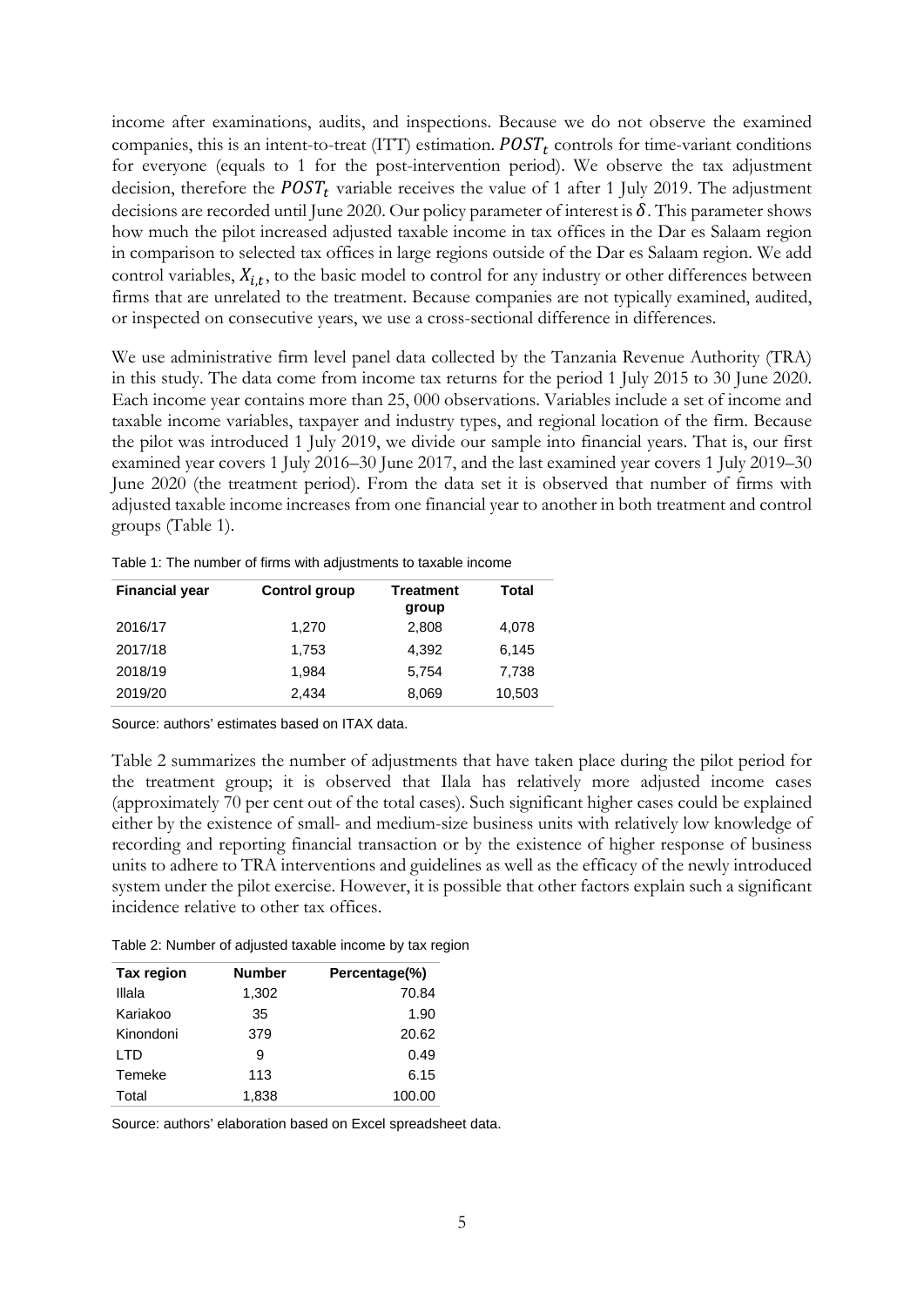income after examinations, audits, and inspections. Because we do not observe the examined companies, this is an intent-to-treat (ITT) estimation. $POST_t$ controls for time-variant conditions for everyone (equals to 1 for the post-intervention period). We observe the tax adjustment decision, therefore the $POST_t$ variable receives the value of 1 after 1 July 2019. The adjustment decisions are recorded until June 2020. Our policy parameter of interest is $\delta$. This parameter shows how much the pilot increased adjusted taxable income in tax offices in the Dar es Salaam region in comparison to selected tax offices in large regions outside of the Dar es Salaam region. We add control variables, $X_{i,t}$, to the basic model to control for any industry or other differences between firms that are unrelated to the treatment. Because companies are not typically examined, audited, or inspected on consecutive years, we use a cross-sectional difference in differences.

We use administrative firm level panel data collected by the Tanzania Revenue Authority (TRA) in this study. The data come from income tax returns for the period 1 July 2015 to 30 June 2020. Each income year contains more than 25, 000 observations. Variables include a set of income and taxable income variables, taxpayer and industry types, and regional location of the firm. Because the pilot was introduced 1 July 2019, we divide our sample into financial years. That is, our first examined year covers 1 July 2016–30 June 2017, and the last examined year covers 1 July 2019–30 June 2020 (the treatment period). From the data set it is observed that number of firms with adjusted taxable income increases from one financial year to another in both treatment and control groups (Table 1).

Table 1: The number of firms with adjustments to taxable income

| Financial year | Control group | Treatment group | Total |
|---|---|---|---|
| 2016/17 | 1,270 | 2,808 | 4,078 |
| 2017/18 | 1,753 | 4,392 | 6,145 |
| 2018/19 | 1,984 | 5,754 | 7,738 |
| 2019/20 | 2,434 | 8,069 | 10,503 |

Source: authors' estimates based on ITAX data.

Table 2 summarizes the number of adjustments that have taken place during the pilot period for the treatment group; it is observed that Ilala has relatively more adjusted income cases (approximately 70 per cent out of the total cases). Such significant higher cases could be explained either by the existence of small- and medium-size business units with relatively low knowledge of recording and reporting financial transaction or by the existence of higher response of business units to adhere to TRA interventions and guidelines as well as the efficacy of the newly introduced system under the pilot exercise. However, it is possible that other factors explain such a significant incidence relative to other tax offices.

Table 2: Number of adjusted taxable income by tax region

| Tax region | Number | Percentage(%) |
|---|---|---|
| Illala | 1,302 | 70.84 |
| Kariakoo | 35 | 1.90 |
| Kinondoni | 379 | 20.62 |
| LTD | 9 | 0.49 |
| Temeke | 113 | 6.15 |
| Total | 1,838 | 100.00 |

Source: authors' elaboration based on Excel spreadsheet data.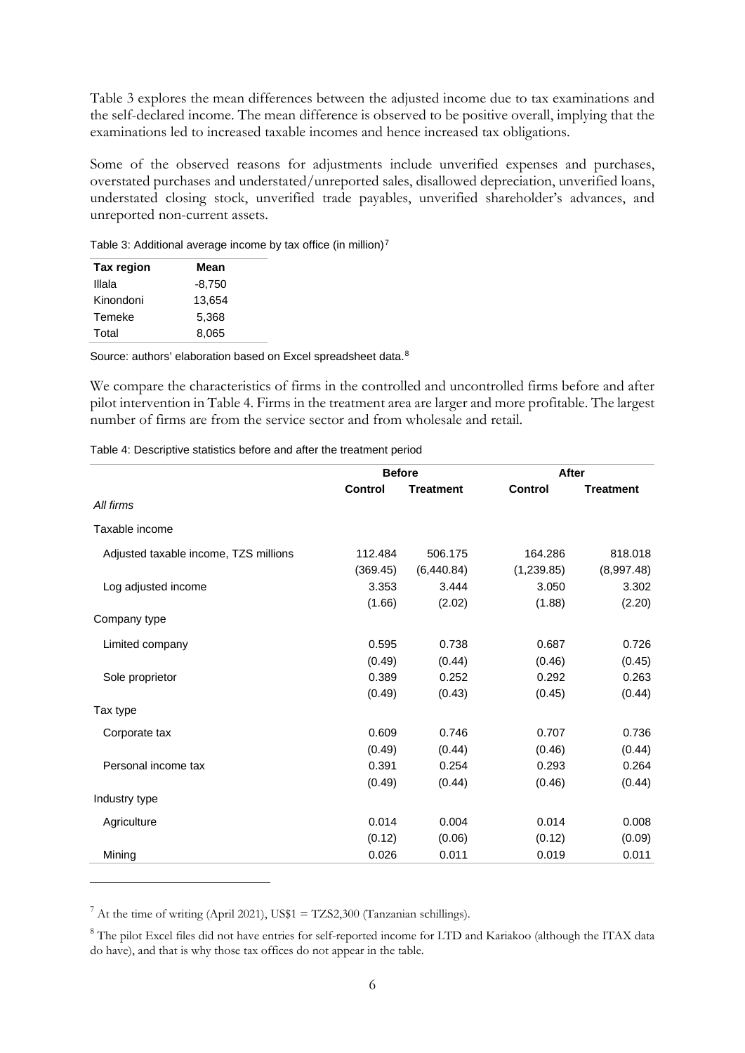Table 3 explores the mean differences between the adjusted income due to tax examinations and the self-declared income. The mean difference is observed to be positive overall, implying that the examinations led to increased taxable incomes and hence increased tax obligations.

Some of the observed reasons for adjustments include unverified expenses and purchases, overstated purchases and understated/unreported sales, disallowed depreciation, unverified loans, understated closing stock, unverified trade payables, unverified shareholder's advances, and unreported non-current assets.

Table 3: Additional average income by tax office (in million)[7]

| Tax region | Mean |
|---|---|
| Illala | -8,750 |
| Kinondoni | 13,654 |
| Temeke | 5,368 |
| Total | 8,065 |

Source: authors' elaboration based on Excel spreadsheet data.[8]

We compare the characteristics of firms in the controlled and uncontrolled firms before and after pilot intervention in Table 4. Firms in the treatment area are larger and more profitable. The largest number of firms are from the service sector and from wholesale and retail.

Table 4: Descriptive statistics before and after the treatment period

| | Before | | After | |
|---|---|---|---|---|
| | **Control** | **Treatment** | **Control** | **Treatment** |
| *All firms* | | | | |
| Taxable income | | | | |
| Adjusted taxable income, TZS millions | 112.484 | 506.175 | 164.286 | 818.018 |
| | (369.45) | (6,440.84) | (1,239.85) | (8,997.48) |
| Log adjusted income | 3.353 | 3.444 | 3.050 | 3.302 |
| | (1.66) | (2.02) | (1.88) | (2.20) |
| Company type | | | | |
| Limited company | 0.595 | 0.738 | 0.687 | 0.726 |
| | (0.49) | (0.44) | (0.46) | (0.45) |
| Sole proprietor | 0.389 | 0.252 | 0.292 | 0.263 |
| | (0.49) | (0.43) | (0.45) | (0.44) |
| Tax type | | | | |
| Corporate tax | 0.609 | 0.746 | 0.707 | 0.736 |
| | (0.49) | (0.44) | (0.46) | (0.44) |
| Personal income tax | 0.391 | 0.254 | 0.293 | 0.264 |
| | (0.49) | (0.44) | (0.46) | (0.44) |
| Industry type | | | | |
| Agriculture | 0.014 | 0.004 | 0.014 | 0.008 |
| | (0.12) | (0.06) | (0.12) | (0.09) |
| Mining | 0.026 | 0.011 | 0.019 | 0.011 |

[7] At the time of writing (April 2021), US$1 = TZS2,300 (Tanzanian schillings).

[8] The pilot Excel files did not have entries for self-reported income for LTD and Kariakoo (although the ITAX data do have), and that is why those tax offices do not appear in the table.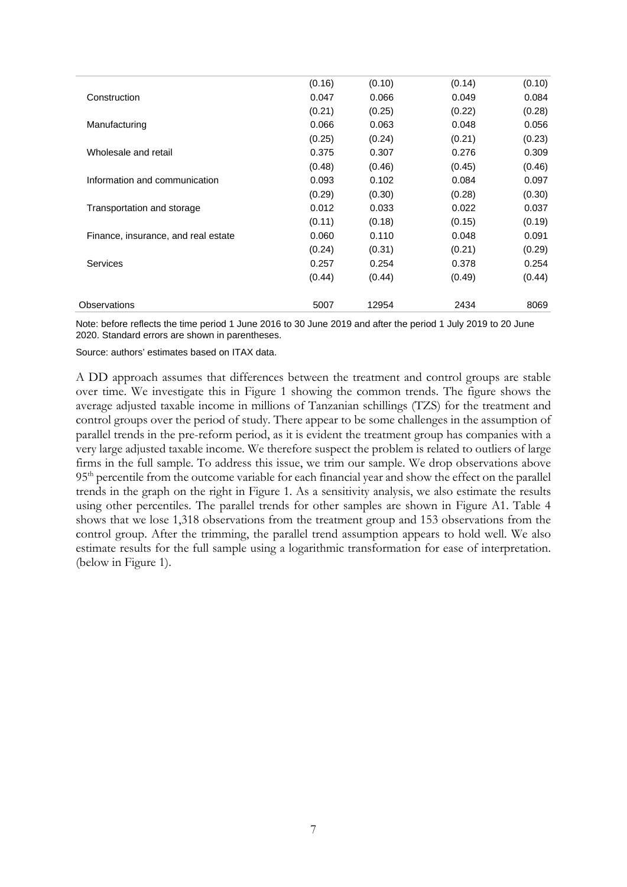| | | | | |
|---|---|---|---|---|
| | (0.16) | (0.10) | (0.14) | (0.10) |
| Construction | 0.047 | 0.066 | 0.049 | 0.084 |
| | (0.21) | (0.25) | (0.22) | (0.28) |
| Manufacturing | 0.066 | 0.063 | 0.048 | 0.056 |
| | (0.25) | (0.24) | (0.21) | (0.23) |
| Wholesale and retail | 0.375 | 0.307 | 0.276 | 0.309 |
| | (0.48) | (0.46) | (0.45) | (0.46) |
| Information and communication | 0.093 | 0.102 | 0.084 | 0.097 |
| | (0.29) | (0.30) | (0.28) | (0.30) |
| Transportation and storage | 0.012 | 0.033 | 0.022 | 0.037 |
| | (0.11) | (0.18) | (0.15) | (0.19) |
| Finance, insurance, and real estate | 0.060 | 0.110 | 0.048 | 0.091 |
| | (0.24) | (0.31) | (0.21) | (0.29) |
| Services | 0.257 | 0.254 | 0.378 | 0.254 |
| | (0.44) | (0.44) | (0.49) | (0.44) |
| Observations | 5007 | 12954 | 2434 | 8069 |

Note: before reflects the time period 1 June 2016 to 30 June 2019 and after the period 1 July 2019 to 20 June 2020. Standard errors are shown in parentheses.

Source: authors' estimates based on ITAX data.

A DD approach assumes that differences between the treatment and control groups are stable over time. We investigate this in Figure 1 showing the common trends. The figure shows the average adjusted taxable income in millions of Tanzanian schillings (TZS) for the treatment and control groups over the period of study. There appear to be some challenges in the assumption of parallel trends in the pre-reform period, as it is evident the treatment group has companies with a very large adjusted taxable income. We therefore suspect the problem is related to outliers of large firms in the full sample. To address this issue, we trim our sample. We drop observations above 95th percentile from the outcome variable for each financial year and show the effect on the parallel trends in the graph on the right in Figure 1. As a sensitivity analysis, we also estimate the results using other percentiles. The parallel trends for other samples are shown in Figure A1. Table 4 shows that we lose 1,318 observations from the treatment group and 153 observations from the control group. After the trimming, the parallel trend assumption appears to hold well. We also estimate results for the full sample using a logarithmic transformation for ease of interpretation. (below in Figure 1).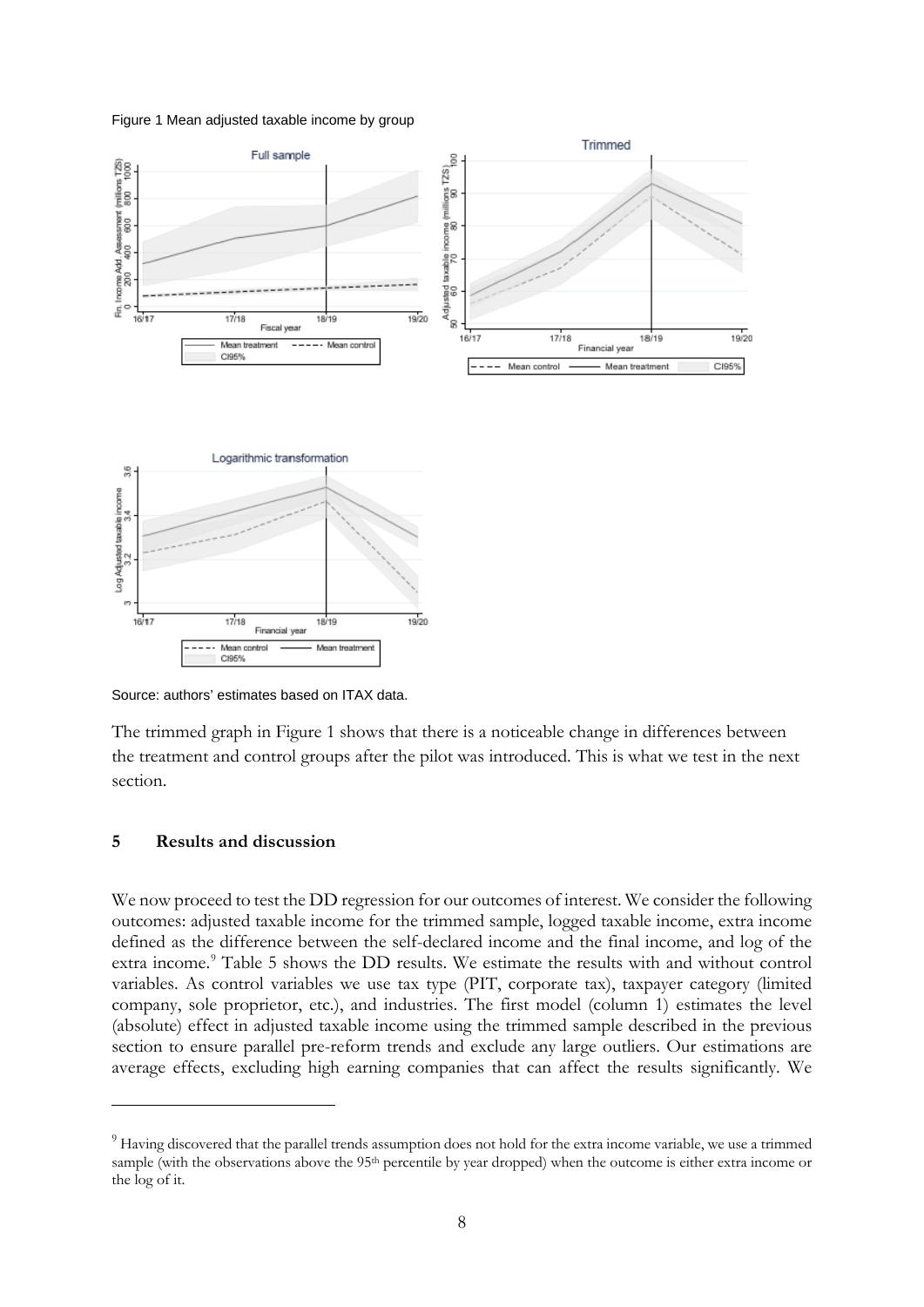Figure 1 Mean adjusted taxable income by group

Source: authors' estimates based on ITAX data.

The trimmed graph in Figure 1 shows that there is a noticeable change in differences between the treatment and control groups after the pilot was introduced. This is what we test in the next section.

## 5 Results and discussion

We now proceed to test the DD regression for our outcomes of interest. We consider the following outcomes: adjusted taxable income for the trimmed sample, logged taxable income, extra income defined as the difference between the self-declared income and the final income, and log of the extra income.[9] Table 5 shows the DD results. We estimate the results with and without control variables. As control variables we use tax type (PIT, corporate tax), taxpayer category (limited company, sole proprietor, etc.), and industries. The first model (column 1) estimates the level (absolute) effect in adjusted taxable income using the trimmed sample described in the previous section to ensure parallel pre-reform trends and exclude any large outliers. Our estimations are average effects, excluding high earning companies that can affect the results significantly. We

[9] Having discovered that the parallel trends assumption does not hold for the extra income variable, we use a trimmed sample (with the observations above the 95th percentile by year dropped) when the outcome is either extra income or the log of it.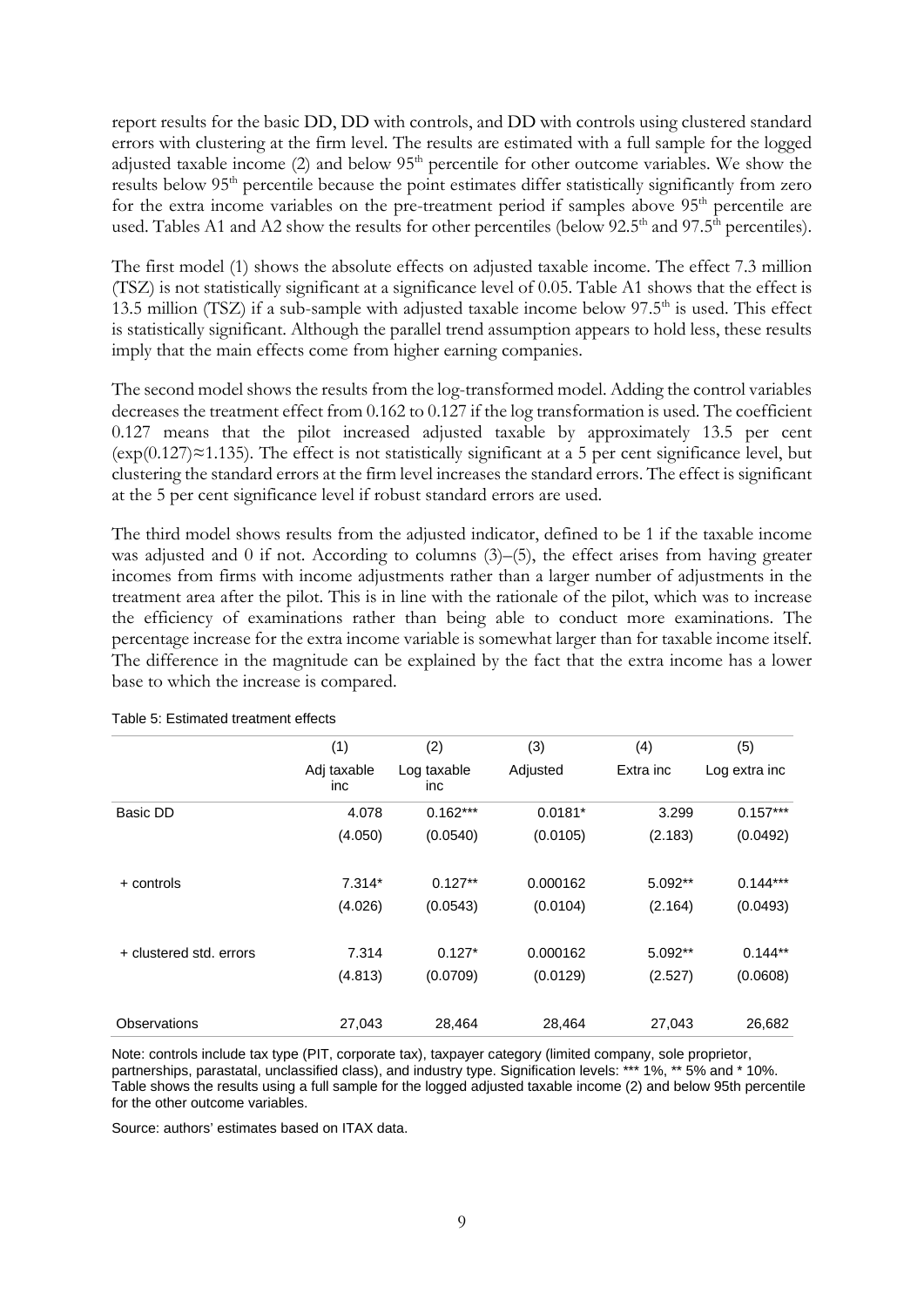report results for the basic DD, DD with controls, and DD with controls using clustered standard errors with clustering at the firm level. The results are estimated with a full sample for the logged adjusted taxable income (2) and below 95[th] percentile for other outcome variables. We show the results below 95[th] percentile because the point estimates differ statistically significantly from zero for the extra income variables on the pre-treatment period if samples above 95[th] percentile are used. Tables A1 and A2 show the results for other percentiles (below 92.5[th] and 97.5[th] percentiles).

The first model (1) shows the absolute effects on adjusted taxable income. The effect 7.3 million (TSZ) is not statistically significant at a significance level of 0.05. Table A1 shows that the effect is 13.5 million (TSZ) if a sub-sample with adjusted taxable income below 97.5[th] is used. This effect is statistically significant. Although the parallel trend assumption appears to hold less, these results imply that the main effects come from higher earning companies.

The second model shows the results from the log-transformed model. Adding the control variables decreases the treatment effect from 0.162 to 0.127 if the log transformation is used. The coefficient 0.127 means that the pilot increased adjusted taxable by approximately 13.5 per cent ($\exp(0.127)\approx 1.135$). The effect is not statistically significant at a 5 per cent significance level, but clustering the standard errors at the firm level increases the standard errors. The effect is significant at the 5 per cent significance level if robust standard errors are used.

The third model shows results from the adjusted indicator, defined to be 1 if the taxable income was adjusted and 0 if not. According to columns (3)–(5), the effect arises from having greater incomes from firms with income adjustments rather than a larger number of adjustments in the treatment area after the pilot. This is in line with the rationale of the pilot, which was to increase the efficiency of examinations rather than being able to conduct more examinations. The percentage increase for the extra income variable is somewhat larger than for taxable income itself. The difference in the magnitude can be explained by the fact that the extra income has a lower base to which the increase is compared.

Table 5: Estimated treatment effects

| | (1) | (2) | (3) | (4) | (5) |
|---|---|---|---|---|---|
| | Adj taxable inc | Log taxable inc | Adjusted | Extra inc | Log extra inc |
| Basic DD | 4.078 | 0.162*** | 0.0181* | 3.299 | 0.157*** |
| | (4.050) | (0.0540) | (0.0105) | (2.183) | (0.0492) |
| + controls | 7.314* | 0.127** | 0.000162 | 5.092** | 0.144*** |
| | (4.026) | (0.0543) | (0.0104) | (2.164) | (0.0493) |
| + clustered std. errors | 7.314 | 0.127* | 0.000162 | 5.092** | 0.144** |
| | (4.813) | (0.0709) | (0.0129) | (2.527) | (0.0608) |
| Observations | 27,043 | 28,464 | 28,464 | 27,043 | 26,682 |

Note: controls include tax type (PIT, corporate tax), taxpayer category (limited company, sole proprietor, partnerships, parastatal, unclassified class), and industry type. Signification levels: *** 1%, ** 5% and * 10%. Table shows the results using a full sample for the logged adjusted taxable income (2) and below 95th percentile for the other outcome variables.

Source: authors' estimates based on ITAX data.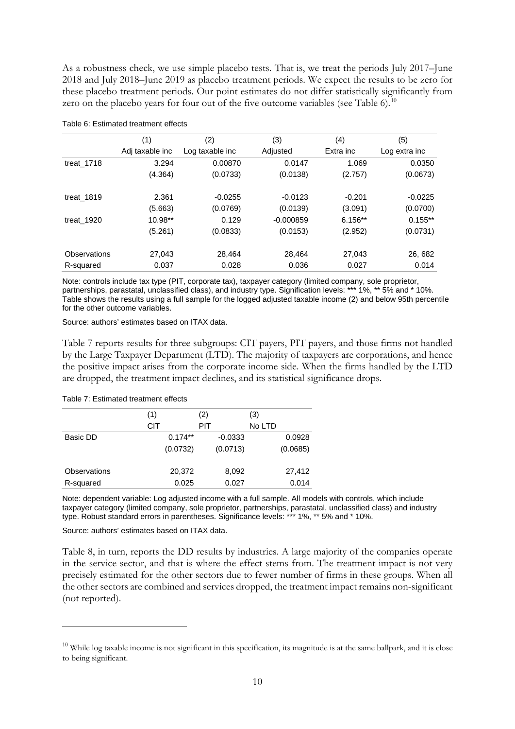As a robustness check, we use simple placebo tests. That is, we treat the periods July 2017–June 2018 and July 2018–June 2019 as placebo treatment periods. We expect the results to be zero for these placebo treatment periods. Our point estimates do not differ statistically significantly from zero on the placebo years for four out of the five outcome variables (see Table 6).[10]

Table 6: Estimated treatment effects

| | (1) | (2) | (3) | (4) | (5) |
|---|---|---|---|---|---|
| | Adj taxable inc | Log taxable inc | Adjusted | Extra inc | Log extra inc |
| treat_1718 | 3.294 | 0.00870 | 0.0147 | 1.069 | 0.0350 |
| | (4.364) | (0.0733) | (0.0138) | (2.757) | (0.0673) |
| treat_1819 | 2.361 | -0.0255 | -0.0123 | -0.201 | -0.0225 |
| | (5.663) | (0.0769) | (0.0139) | (3.091) | (0.0700) |
| treat_1920 | 10.98** | 0.129 | -0.000859 | 6.156** | 0.155** |
| | (5.261) | (0.0833) | (0.0153) | (2.952) | (0.0731) |
| Observations | 27,043 | 28,464 | 28,464 | 27,043 | 26, 682 |
| R-squared | 0.037 | 0.028 | 0.036 | 0.027 | 0.014 |

Note: controls include tax type (PIT, corporate tax), taxpayer category (limited company, sole proprietor, partnerships, parastatal, unclassified class), and industry type. Signification levels: *** 1%, ** 5% and * 10%. Table shows the results using a full sample for the logged adjusted taxable income (2) and below 95th percentile for the other outcome variables.

Source: authors' estimates based on ITAX data.

Table 7 reports results for three subgroups: CIT payers, PIT payers, and those firms not handled by the Large Taxpayer Department (LTD). The majority of taxpayers are corporations, and hence the positive impact arises from the corporate income side. When the firms handled by the LTD are dropped, the treatment impact declines, and its statistical significance drops.

Table 7: Estimated treatment effects

| | (1) | (2) | (3) |
|---|---|---|---|
| | CIT | PIT | No LTD |
| Basic DD | 0.174** | -0.0333 | 0.0928 |
| | (0.0732) | (0.0713) | (0.0685) |
| Observations | 20,372 | 8,092 | 27,412 |
| R-squared | 0.025 | 0.027 | 0.014 |

Note: dependent variable: Log adjusted income with a full sample. All models with controls, which include taxpayer category (limited company, sole proprietor, partnerships, parastatal, unclassified class) and industry type. Robust standard errors in parentheses. Significance levels: *** 1%, ** 5% and * 10%.

Source: authors' estimates based on ITAX data.

Table 8, in turn, reports the DD results by industries. A large majority of the companies operate in the service sector, and that is where the effect stems from. The treatment impact is not very precisely estimated for the other sectors due to fewer number of firms in these groups. When all the other sectors are combined and services dropped, the treatment impact remains non-significant (not reported).

[10] While log taxable income is not significant in this specification, its magnitude is at the same ballpark, and it is close to being significant.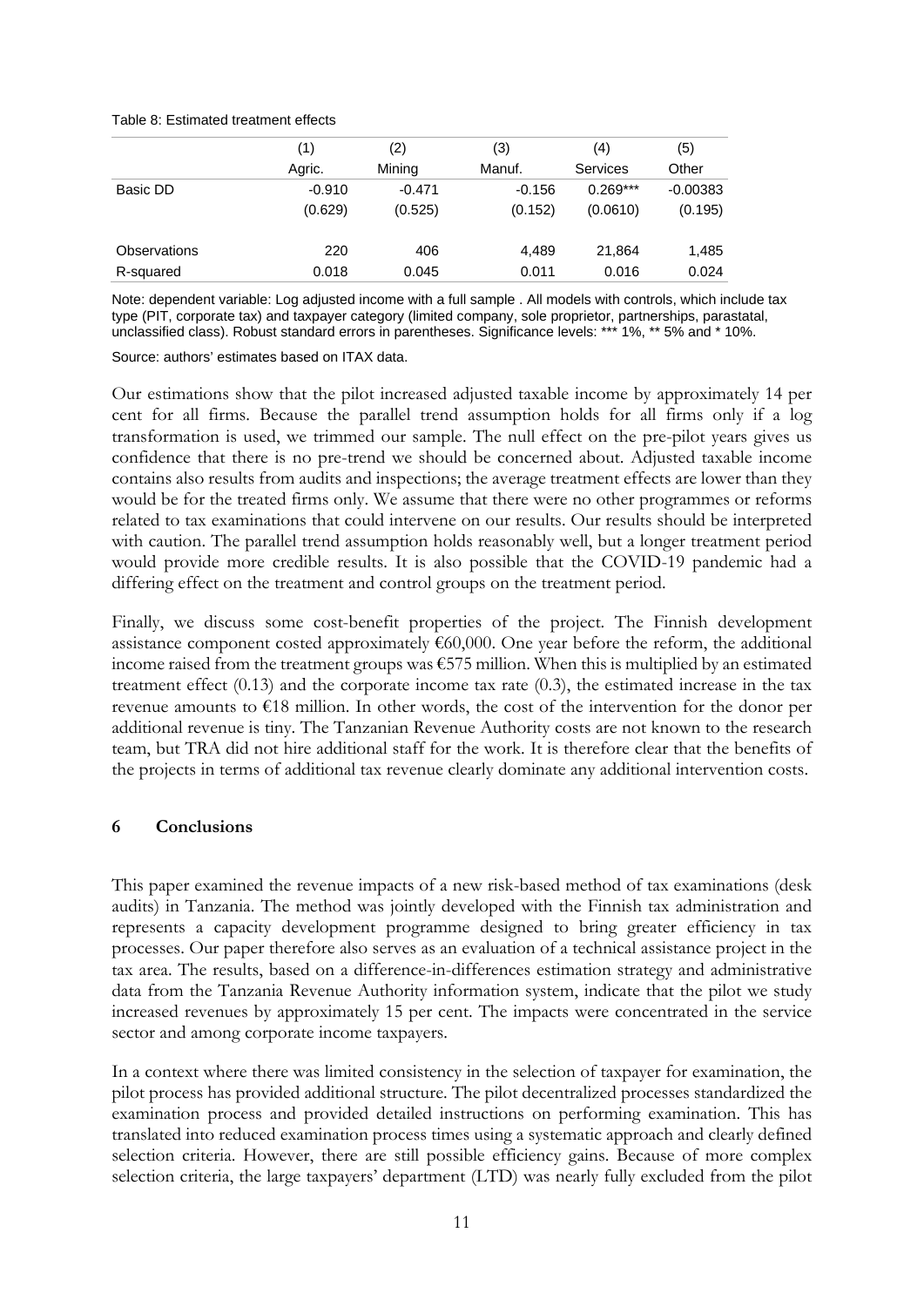Table 8: Estimated treatment effects

| | (1) | (2) | (3) | (4) | (5) |
|---|---|---|---|---|---|
| | Agric. | Mining | Manuf. | Services | Other |
| Basic DD | -0.910 | -0.471 | -0.156 | 0.269*** | -0.00383 |
| | (0.629) | (0.525) | (0.152) | (0.0610) | (0.195) |
| Observations | 220 | 406 | 4,489 | 21,864 | 1,485 |
| R-squared | 0.018 | 0.045 | 0.011 | 0.016 | 0.024 |

Note: dependent variable: Log adjusted income with a full sample . All models with controls, which include tax type (PIT, corporate tax) and taxpayer category (limited company, sole proprietor, partnerships, parastatal, unclassified class). Robust standard errors in parentheses. Significance levels: *** 1%, ** 5% and * 10%.

Source: authors' estimates based on ITAX data.

Our estimations show that the pilot increased adjusted taxable income by approximately 14 per cent for all firms. Because the parallel trend assumption holds for all firms only if a log transformation is used, we trimmed our sample. The null effect on the pre-pilot years gives us confidence that there is no pre-trend we should be concerned about. Adjusted taxable income contains also results from audits and inspections; the average treatment effects are lower than they would be for the treated firms only. We assume that there were no other programmes or reforms related to tax examinations that could intervene on our results. Our results should be interpreted with caution. The parallel trend assumption holds reasonably well, but a longer treatment period would provide more credible results. It is also possible that the COVID-19 pandemic had a differing effect on the treatment and control groups on the treatment period.

Finally, we discuss some cost-benefit properties of the project. The Finnish development assistance component costed approximately €60,000. One year before the reform, the additional income raised from the treatment groups was €575 million. When this is multiplied by an estimated treatment effect (0.13) and the corporate income tax rate (0.3), the estimated increase in the tax revenue amounts to €18 million. In other words, the cost of the intervention for the donor per additional revenue is tiny. The Tanzanian Revenue Authority costs are not known to the research team, but TRA did not hire additional staff for the work. It is therefore clear that the benefits of the projects in terms of additional tax revenue clearly dominate any additional intervention costs.

## 6 Conclusions

This paper examined the revenue impacts of a new risk-based method of tax examinations (desk audits) in Tanzania. The method was jointly developed with the Finnish tax administration and represents a capacity development programme designed to bring greater efficiency in tax processes. Our paper therefore also serves as an evaluation of a technical assistance project in the tax area. The results, based on a difference-in-differences estimation strategy and administrative data from the Tanzania Revenue Authority information system, indicate that the pilot we study increased revenues by approximately 15 per cent. The impacts were concentrated in the service sector and among corporate income taxpayers.

In a context where there was limited consistency in the selection of taxpayer for examination, the pilot process has provided additional structure. The pilot decentralized processes standardized the examination process and provided detailed instructions on performing examination. This has translated into reduced examination process times using a systematic approach and clearly defined selection criteria. However, there are still possible efficiency gains. Because of more complex selection criteria, the large taxpayers' department (LTD) was nearly fully excluded from the pilot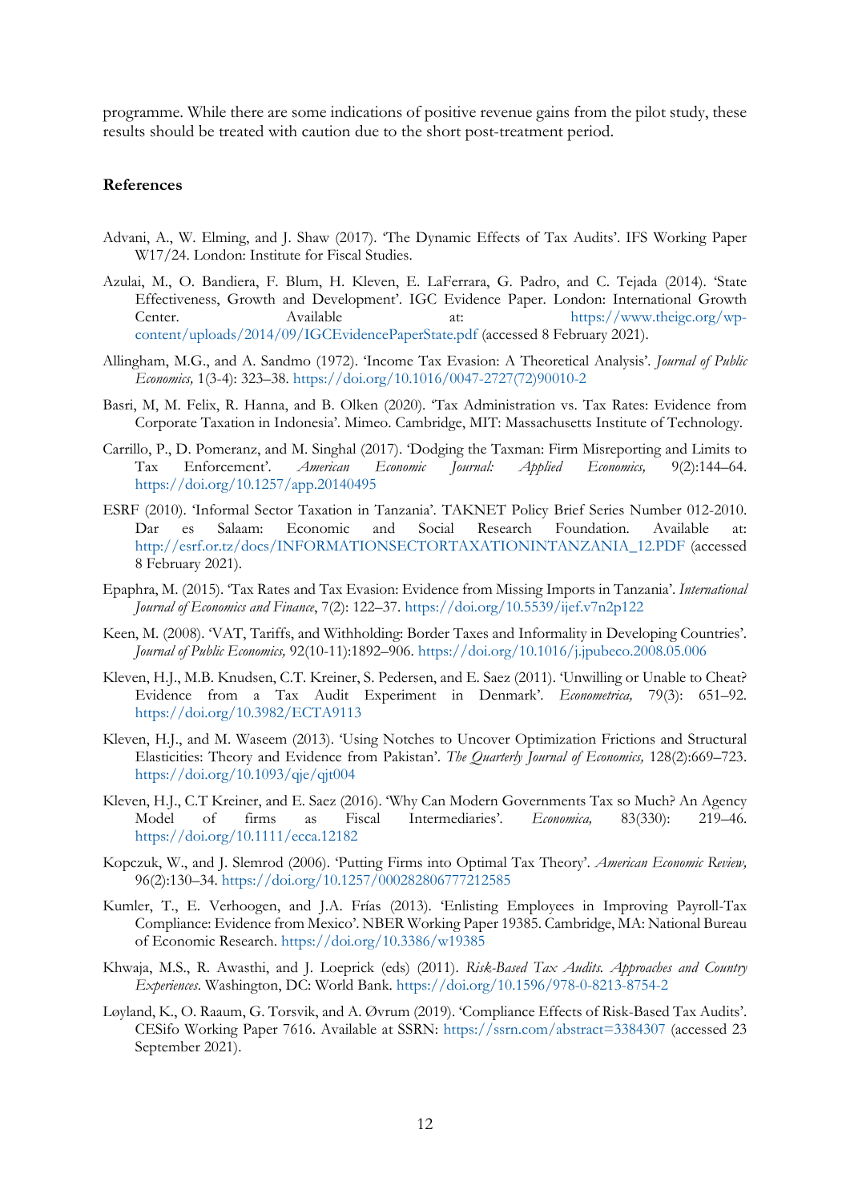programme. While there are some indications of positive revenue gains from the pilot study, these results should be treated with caution due to the short post-treatment period.

## References

Advani, A., W. Elming, and J. Shaw (2017). 'The Dynamic Effects of Tax Audits'. IFS Working Paper W17/24. London: Institute for Fiscal Studies.

Azulai, M., O. Bandiera, F. Blum, H. Kleven, E. LaFerrara, G. Padro, and C. Tejada (2014). 'State Effectiveness, Growth and Development'. IGC Evidence Paper. London: International Growth Center. Available at: https://www.theigc.org/wp-content/uploads/2014/09/IGCEvidencePaperState.pdf (accessed 8 February 2021).

Allingham, M.G., and A. Sandmo (1972). 'Income Tax Evasion: A Theoretical Analysis'. *Journal of Public Economics,* 1(3-4): 323–38. https://doi.org/10.1016/0047-2727(72)90010-2

Basri, M, M. Felix, R. Hanna, and B. Olken (2020). 'Tax Administration vs. Tax Rates: Evidence from Corporate Taxation in Indonesia'. Mimeo. Cambridge, MIT: Massachusetts Institute of Technology.

Carrillo, P., D. Pomeranz, and M. Singhal (2017). 'Dodging the Taxman: Firm Misreporting and Limits to Tax Enforcement'. *American Economic Journal: Applied Economics,* 9(2):144–64. https://doi.org/10.1257/app.20140495

ESRF (2010). 'Informal Sector Taxation in Tanzania'. TAKNET Policy Brief Series Number 012-2010. Dar es Salaam: Economic and Social Research Foundation. Available at: http://esrf.or.tz/docs/INFORMATIONSECTORTAXATIONINTANZANIA_12.PDF (accessed 8 February 2021).

Epaphra, M. (2015). 'Tax Rates and Tax Evasion: Evidence from Missing Imports in Tanzania'. *International Journal of Economics and Finance*, 7(2): 122–37. https://doi.org/10.5539/ijef.v7n2p122

Keen, M. (2008). 'VAT, Tariffs, and Withholding: Border Taxes and Informality in Developing Countries'. *Journal of Public Economics,* 92(10-11):1892–906. https://doi.org/10.1016/j.jpubeco.2008.05.006

Kleven, H.J., M.B. Knudsen, C.T. Kreiner, S. Pedersen, and E. Saez (2011). 'Unwilling or Unable to Cheat? Evidence from a Tax Audit Experiment in Denmark'. *Econometrica,* 79(3): 651–92. https://doi.org/10.3982/ECTA9113

Kleven, H.J., and M. Waseem (2013). 'Using Notches to Uncover Optimization Frictions and Structural Elasticities: Theory and Evidence from Pakistan'. *The Quarterly Journal of Economics,* 128(2):669–723. https://doi.org/10.1093/qje/qjt004

Kleven, H.J., C.T Kreiner, and E. Saez (2016). 'Why Can Modern Governments Tax so Much? An Agency Model of firms as Fiscal Intermediaries'. *Economica,* 83(330): 219–46. https://doi.org/10.1111/ecca.12182

Kopczuk, W., and J. Slemrod (2006). 'Putting Firms into Optimal Tax Theory'. *American Economic Review,* 96(2):130–34. https://doi.org/10.1257/000282806777212585

Kumler, T., E. Verhoogen, and J.A. Frías (2013). 'Enlisting Employees in Improving Payroll-Tax Compliance: Evidence from Mexico'. NBER Working Paper 19385. Cambridge, MA: National Bureau of Economic Research. https://doi.org/10.3386/w19385

Khwaja, M.S., R. Awasthi, and J. Loeprick (eds) (2011). *Risk-Based Tax Audits. Approaches and Country Experiences*. Washington, DC: World Bank. https://doi.org/10.1596/978-0-8213-8754-2

Løyland, K., O. Raaum, G. Torsvik, and A. Øvrum (2019). 'Compliance Effects of Risk-Based Tax Audits'. CESifo Working Paper 7616. Available at SSRN: https://ssrn.com/abstract=3384307 (accessed 23 September 2021).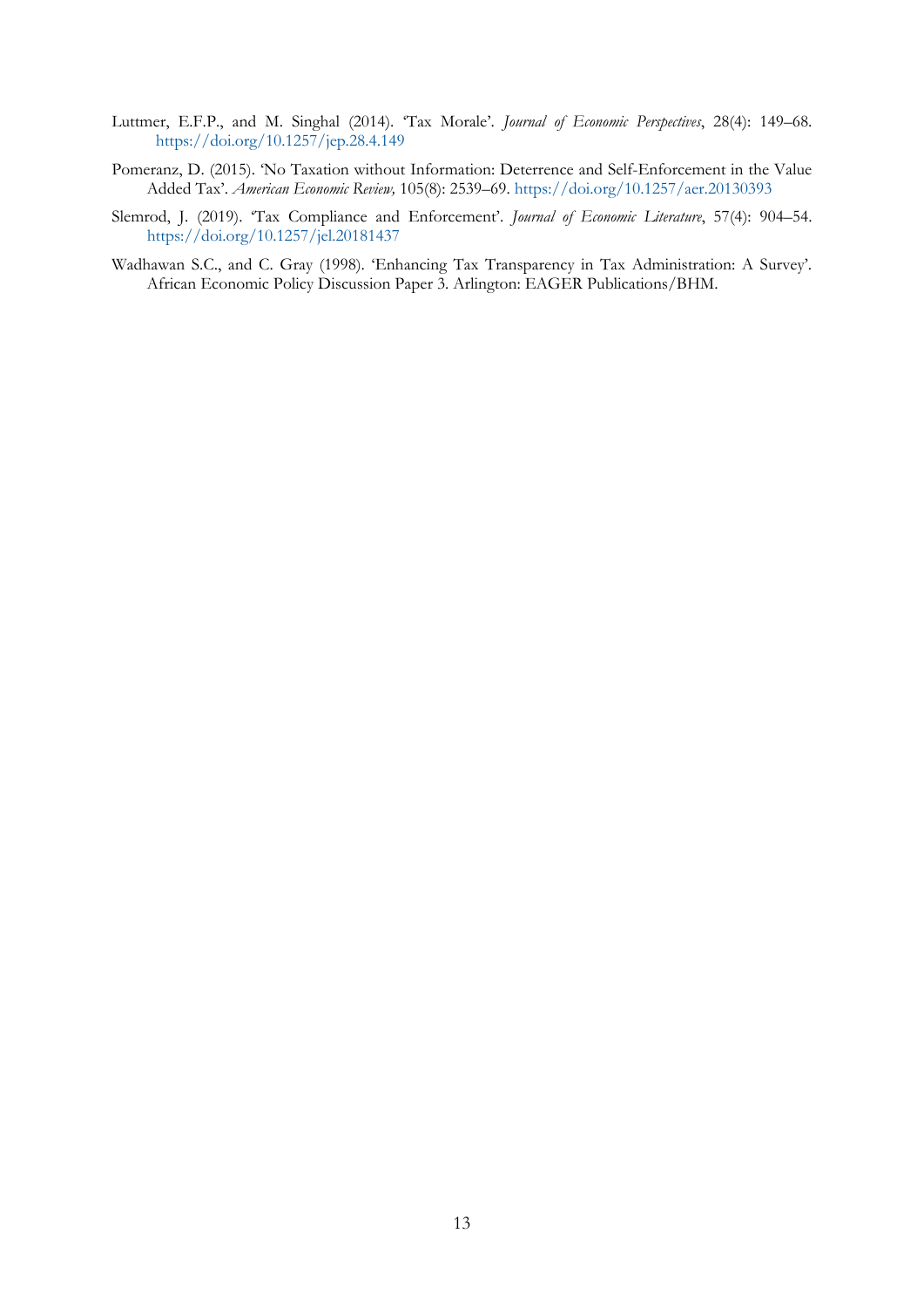Luttmer, E.F.P., and M. Singhal (2014). 'Tax Morale'. *Journal of Economic Perspectives*, 28(4): 149–68. https://doi.org/10.1257/jep.28.4.149

Pomeranz, D. (2015). 'No Taxation without Information: Deterrence and Self-Enforcement in the Value Added Tax'. *American Economic Review,* 105(8): 2539–69. https://doi.org/10.1257/aer.20130393

Slemrod, J. (2019). 'Tax Compliance and Enforcement'. *Journal of Economic Literature*, 57(4): 904–54. https://doi.org/10.1257/jel.20181437

Wadhawan S.C., and C. Gray (1998). 'Enhancing Tax Transparency in Tax Administration: A Survey'. African Economic Policy Discussion Paper 3. Arlington: EAGER Publications/BHM.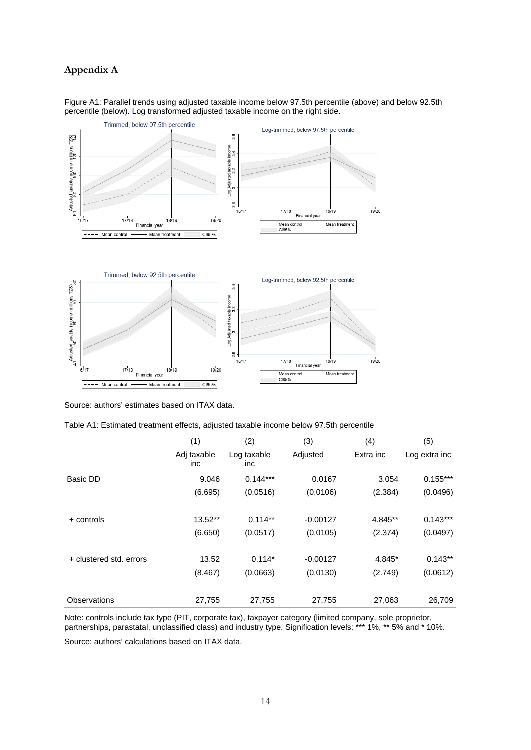# Appendix A

Figure A1: Parallel trends using adjusted taxable income below 97.5th percentile (above) and below 92.5th percentile (below). Log transformed adjusted taxable income on the right side.

Source: authors' estimates based on ITAX data.

Table A1: Estimated treatment effects, adjusted taxable income below 97.5th percentile

| | (1) | (2) | (3) | (4) | (5) |
|---|---|---|---|---|---|
| | Adj taxable inc | Log taxable inc | Adjusted | Extra inc | Log extra inc |
| Basic DD | 9.046 | 0.144*** | 0.0167 | 3.054 | 0.155*** |
| | (6.695) | (0.0516) | (0.0106) | (2.384) | (0.0496) |
| + controls | 13.52** | 0.114** | -0.00127 | 4.845** | 0.143*** |
| | (6.650) | (0.0517) | (0.0105) | (2.374) | (0.0497) |
| + clustered std. errors | 13.52 | 0.114* | -0.00127 | 4.845* | 0.143** |
| | (8.467) | (0.0663) | (0.0130) | (2.749) | (0.0612) |
| Observations | 27,755 | 27,755 | 27,755 | 27,063 | 26,709 |

Note: controls include tax type (PIT, corporate tax), taxpayer category (limited company, sole proprietor, partnerships, parastatal, unclassified class) and industry type. Signification levels: *** 1%, ** 5% and * 10%.

Source: authors' calculations based on ITAX data.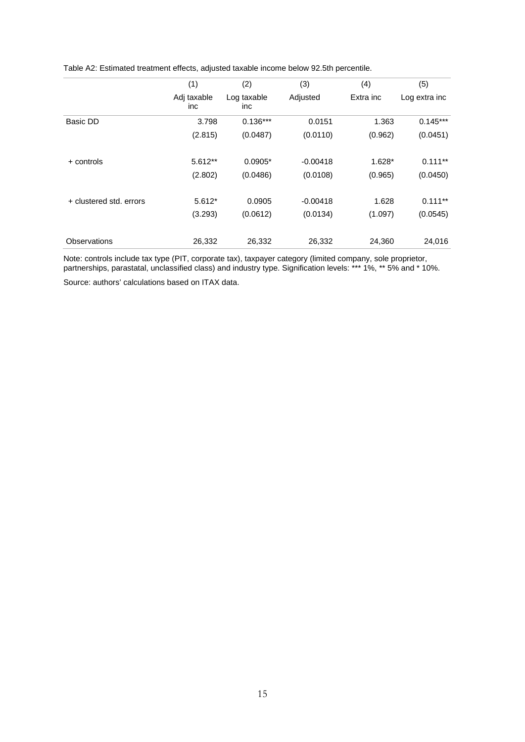Table A2: Estimated treatment effects, adjusted taxable income below 92.5th percentile.

| | (1) | (2) | (3) | (4) | (5) |
|---|---|---|---|---|---|
| | Adj taxable inc | Log taxable inc | Adjusted | Extra inc | Log extra inc |
| Basic DD | 3.798 | 0.136*** | 0.0151 | 1.363 | 0.145*** |
| | (2.815) | (0.0487) | (0.0110) | (0.962) | (0.0451) |
| + controls | 5.612** | 0.0905* | -0.00418 | 1.628* | 0.111** |
| | (2.802) | (0.0486) | (0.0108) | (0.965) | (0.0450) |
| + clustered std. errors | 5.612* | 0.0905 | -0.00418 | 1.628 | 0.111** |
| | (3.293) | (0.0612) | (0.0134) | (1.097) | (0.0545) |
| Observations | 26,332 | 26,332 | 26,332 | 24,360 | 24,016 |

Note: controls include tax type (PIT, corporate tax), taxpayer category (limited company, sole proprietor, partnerships, parastatal, unclassified class) and industry type. Signification levels: *** 1%, ** 5% and * 10%.

Source: authors' calculations based on ITAX data.